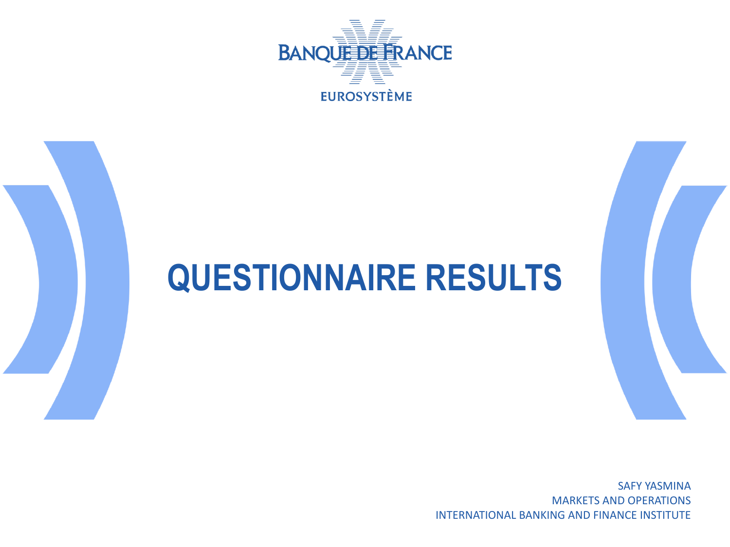BANQUE DE FRANCE

EUROSYSTÈME

# QUESTIONNAIRE RESULTS

SAFY YASMINA
MARKETS AND OPERATIONS
INTERNATIONAL BANKING AND FINANCE INSTITUTE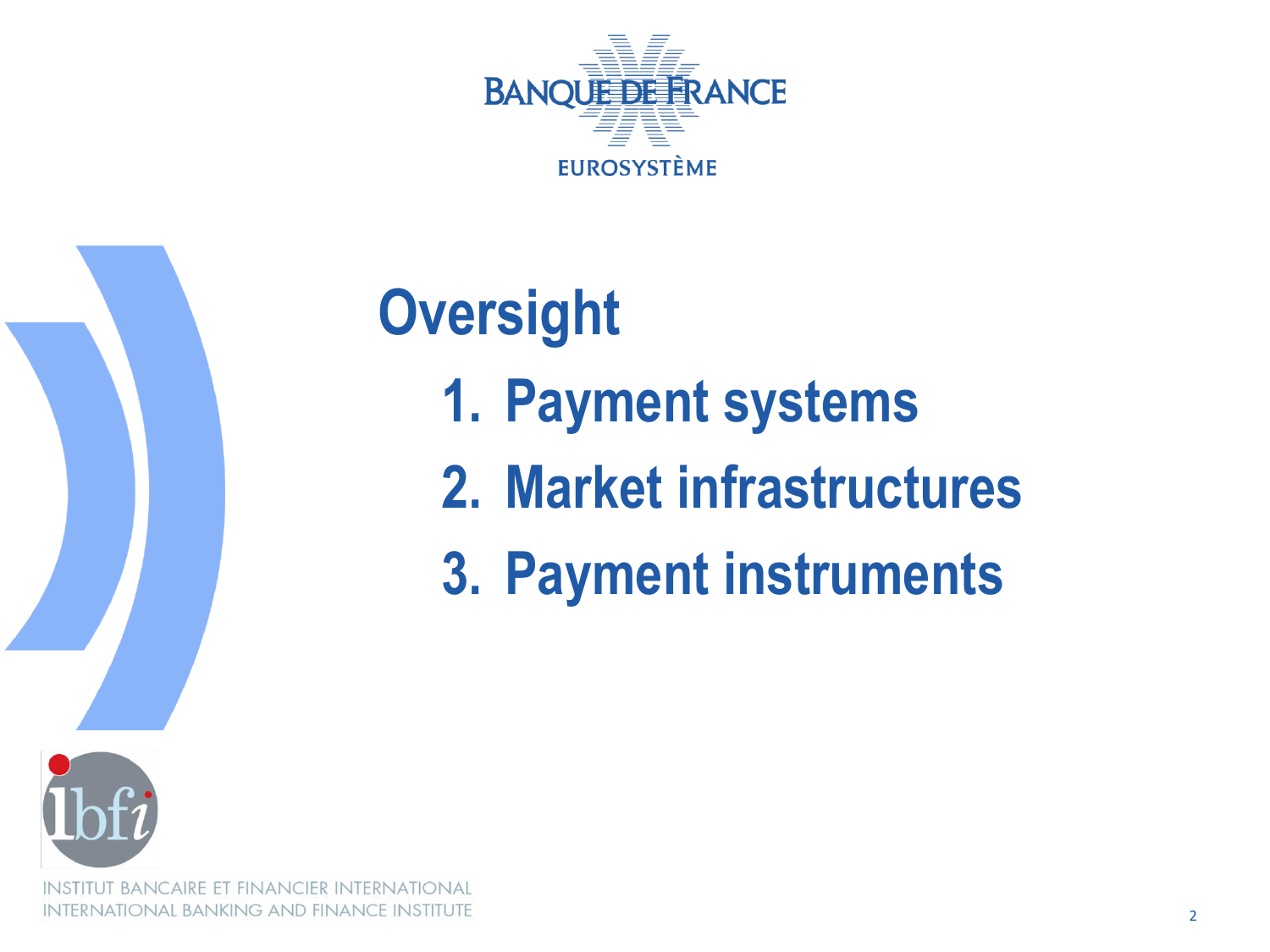# Oversight

1. Payment systems
2. Market infrastructures
3. Payment instruments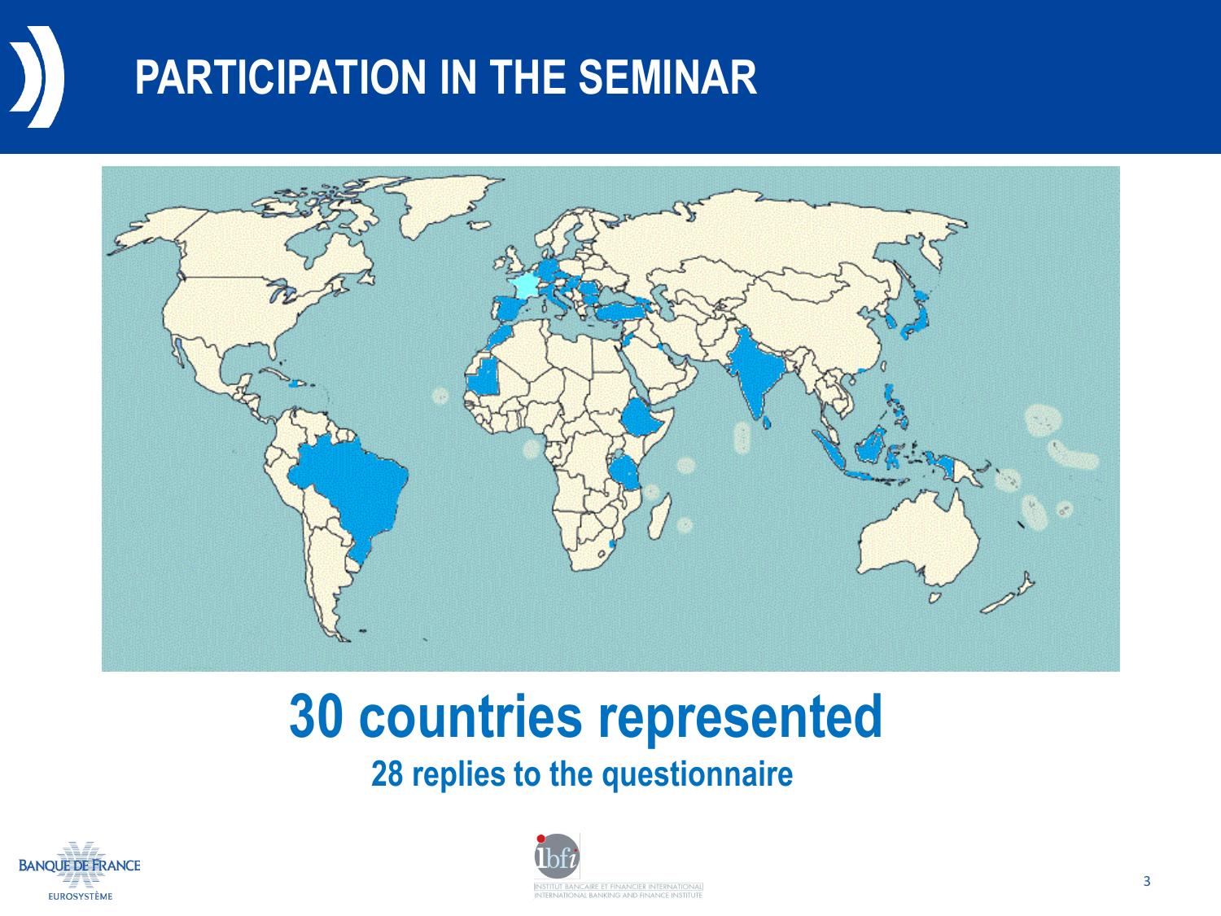# PARTICIPATION IN THE SEMINAR

## 30 countries represented

**28 replies to the questionnaire**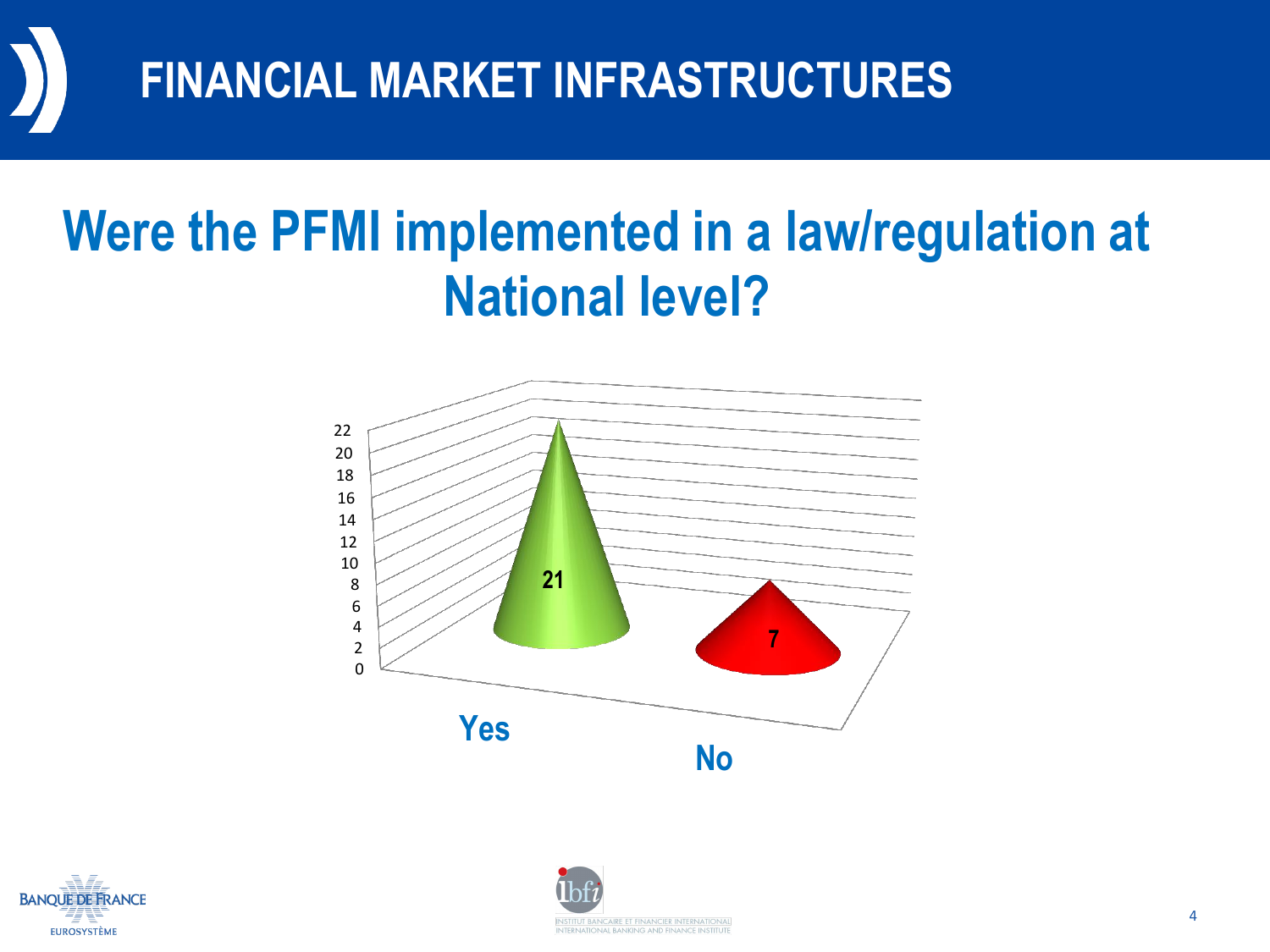# FINANCIAL MARKET INFRASTRUCTURES

## Were the PFMI implemented in a law/regulation at National level?

| Response | Count |
| --- | --- |
| Yes | 21 |
| No | 7 |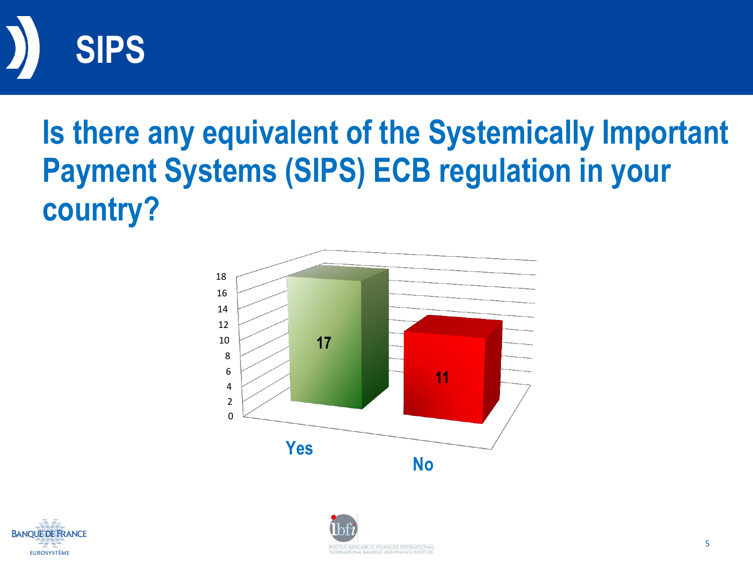# SIPS

## Is there any equivalent of the Systemically Important Payment Systems (SIPS) ECB regulation in your country?

| | Count |
| --- | --- |
| Yes | 17 |
| No | 11 |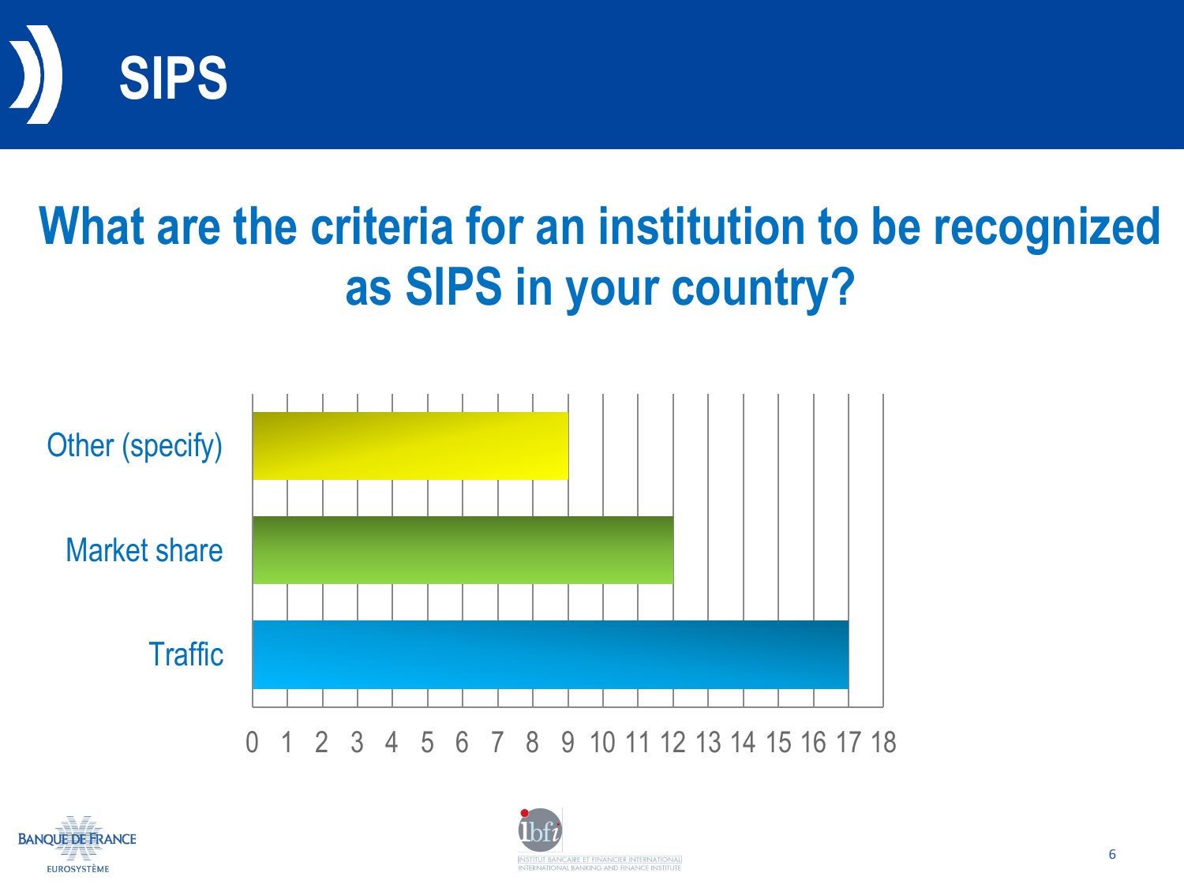# SIPS

## What are the criteria for an institution to be recognized as SIPS in your country?

| Criteria | Responses |
| --- | --- |
| Other (specify) | 9 |
| Market share | 12 |
| Traffic | 17 |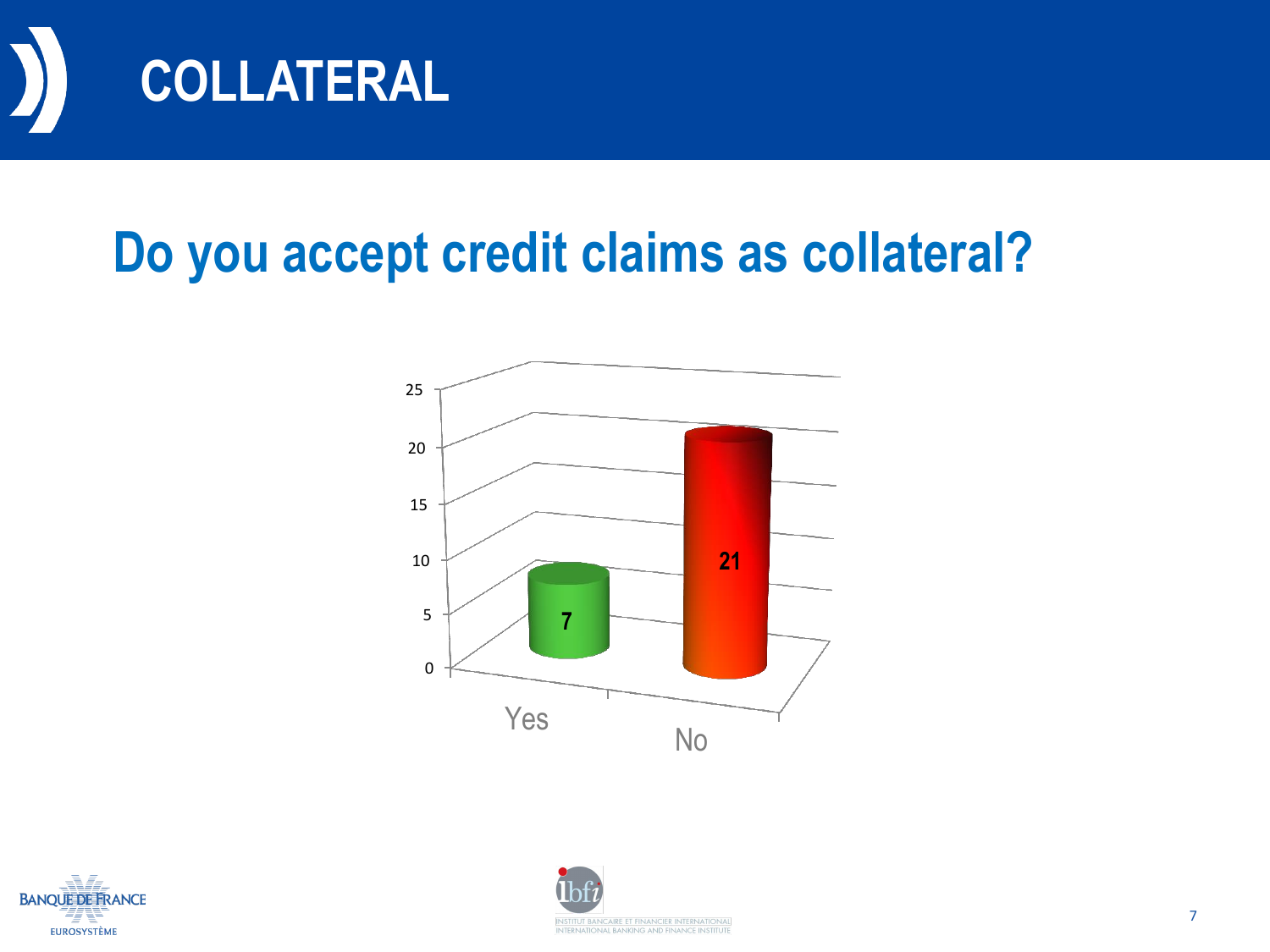# COLLATERAL

## Do you accept credit claims as collateral?

| | Count |
|---|---|
| Yes | 7 |
| No | 21 |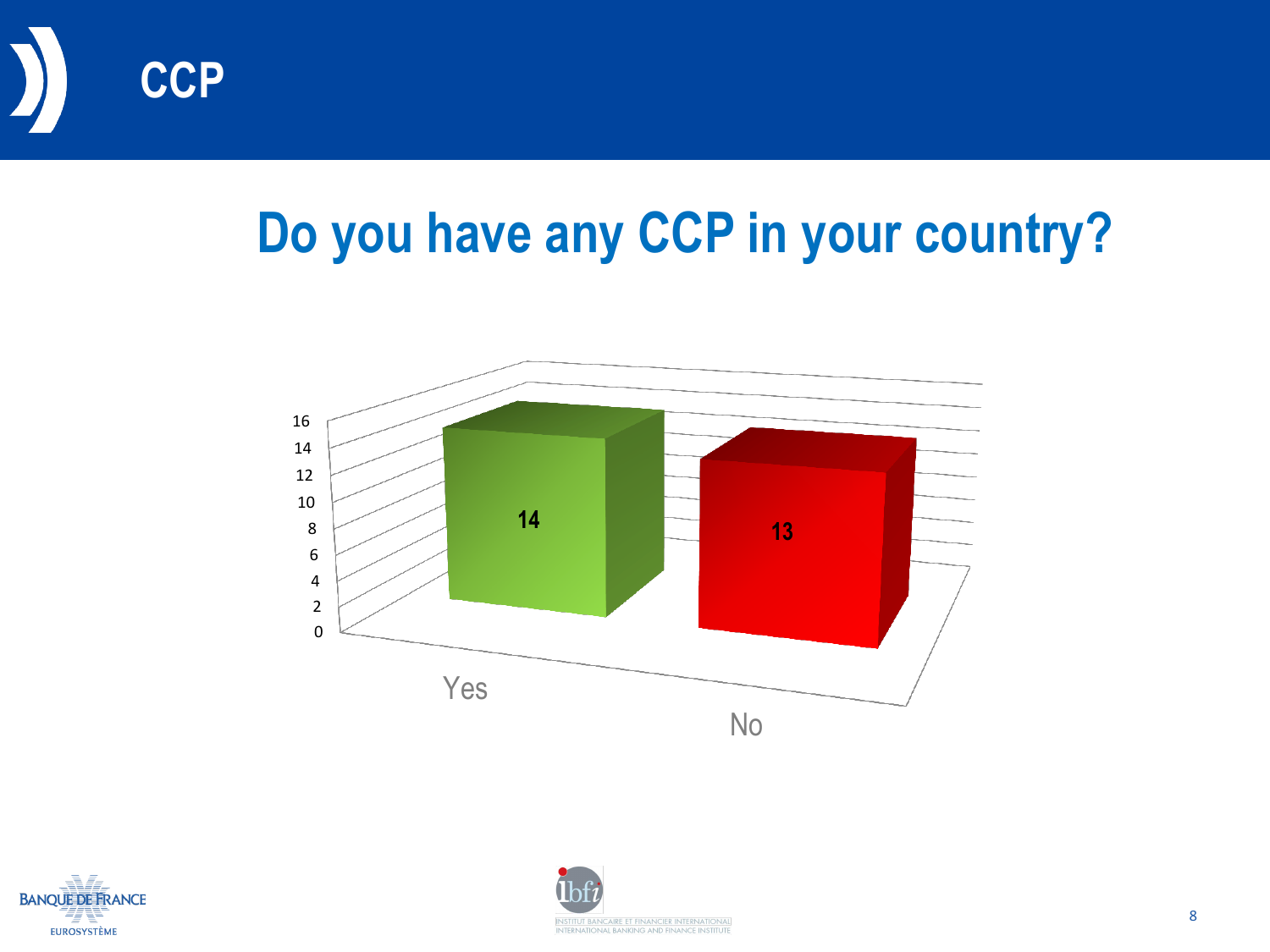# CCP

## Do you have any CCP in your country?

| Answer | Count |
|---|---|
| Yes | 14 |
| No | 13 |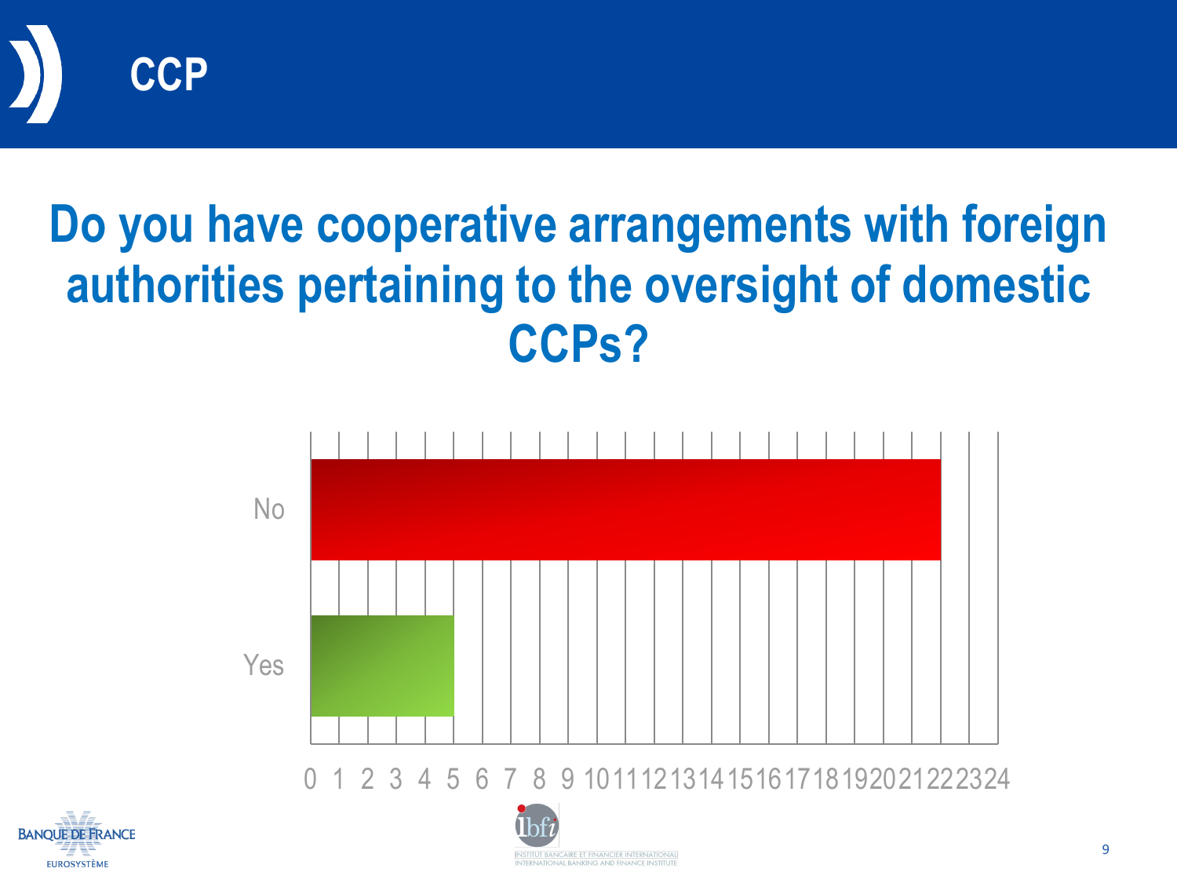# CCP

## Do you have cooperative arrangements with foreign authorities pertaining to the oversight of domestic CCPs?

| Response | Count |
|---|---|
| No | 22 |
| Yes | 5 |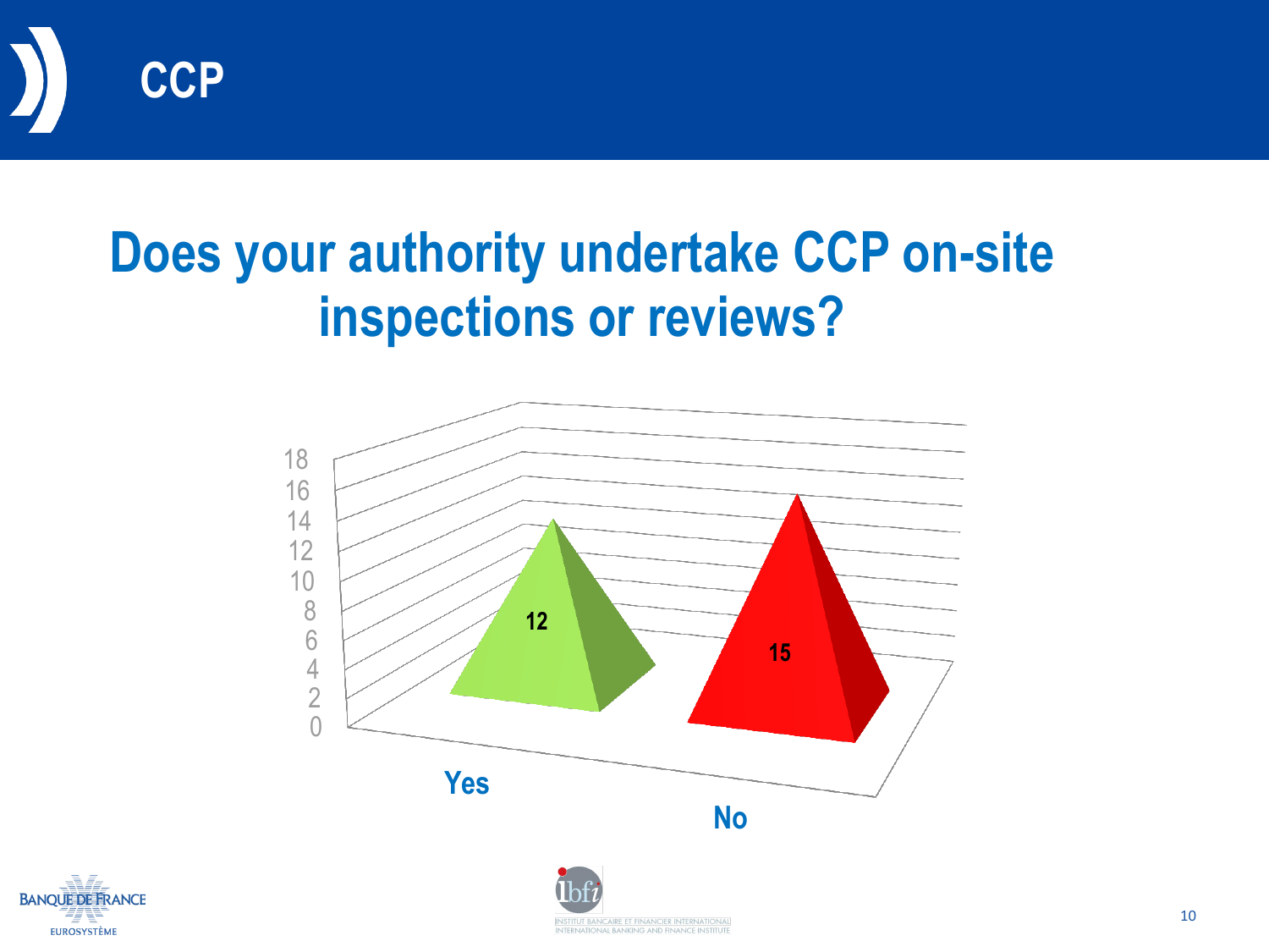# CCP

## Does your authority undertake CCP on-site inspections or reviews?

| Answer | Count |
|---|---|
| Yes | 12 |
| No | 15 |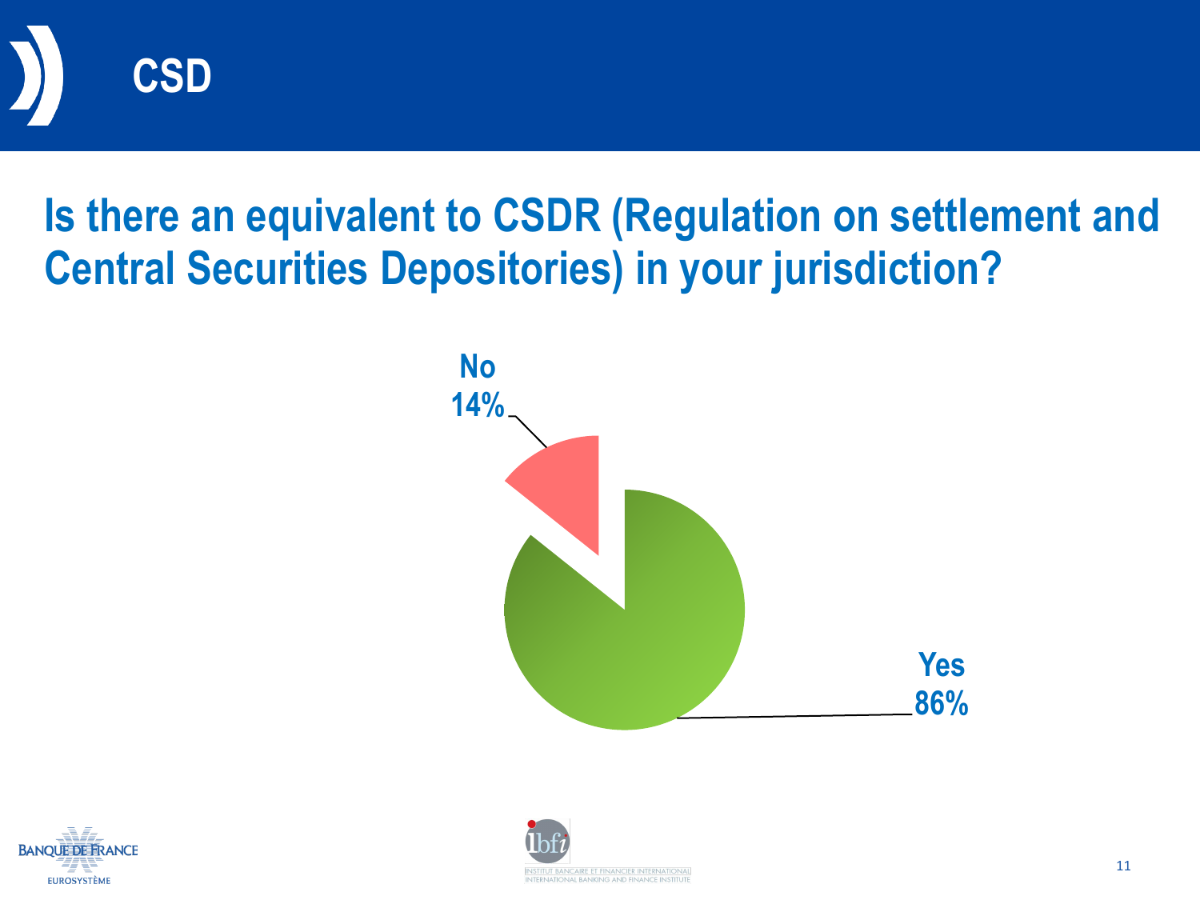# CSD

## Is there an equivalent to CSDR (Regulation on settlement and Central Securities Depositories) in your jurisdiction?

No
14%

Yes
86%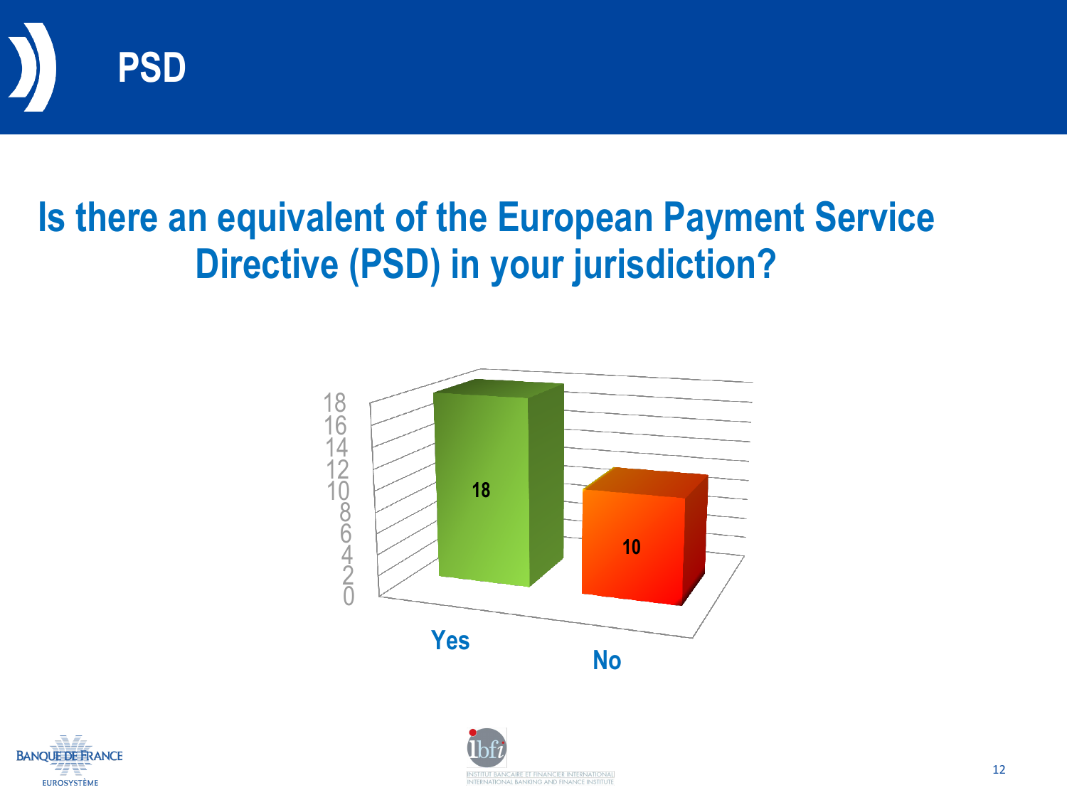# PSD

## Is there an equivalent of the European Payment Service Directive (PSD) in your jurisdiction?

| Answer | Count |
|---|---|
| Yes | 18 |
| No | 10 |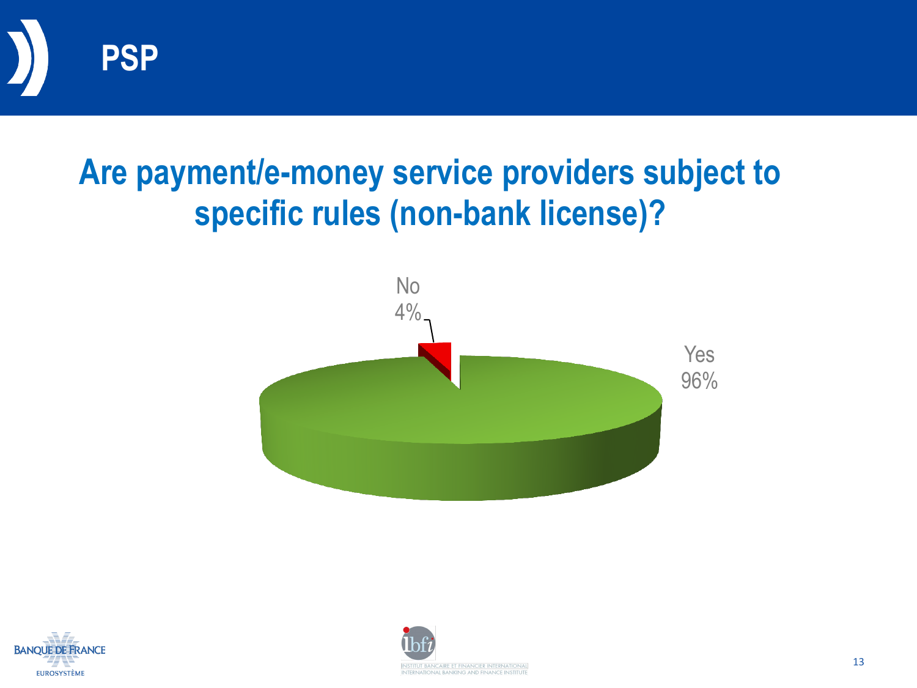# PSP

## Are payment/e-money service providers subject to specific rules (non-bank license)?

No
4%

Yes
96%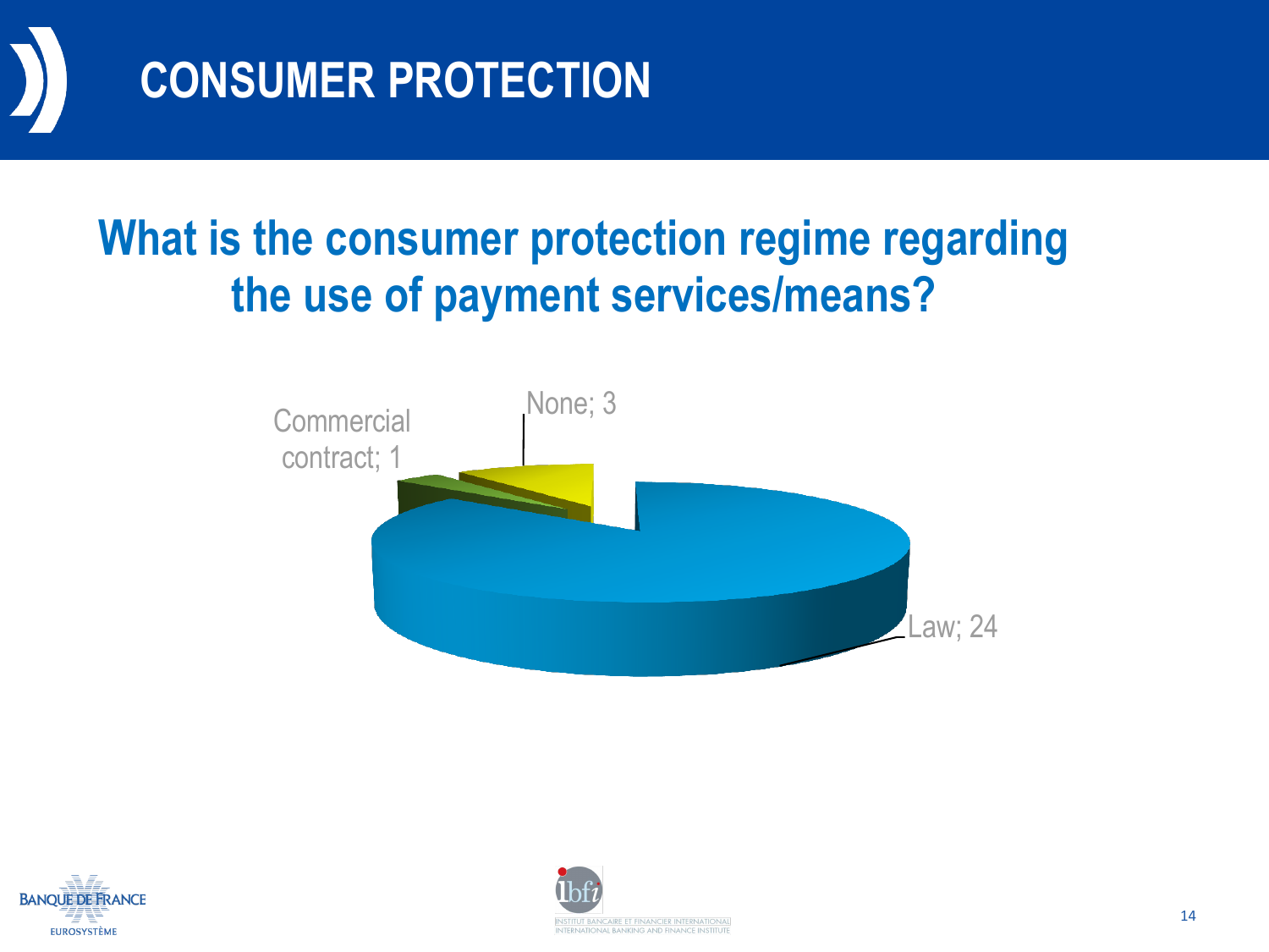# CONSUMER PROTECTION

## What is the consumer protection regime regarding the use of payment services/means?

Commercial contract; 1

None; 3

Law; 24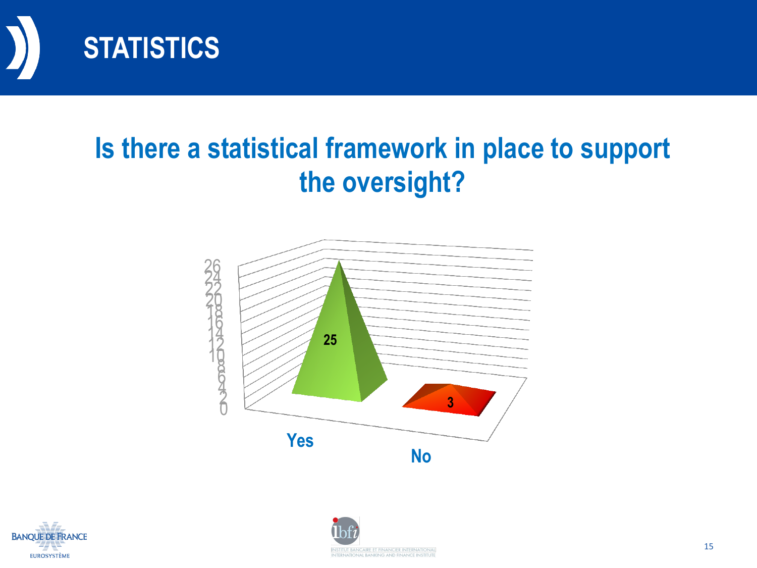# STATISTICS

## Is there a statistical framework in place to support the oversight?

| | Count |
|---|---|
| Yes | 25 |
| No | 3 |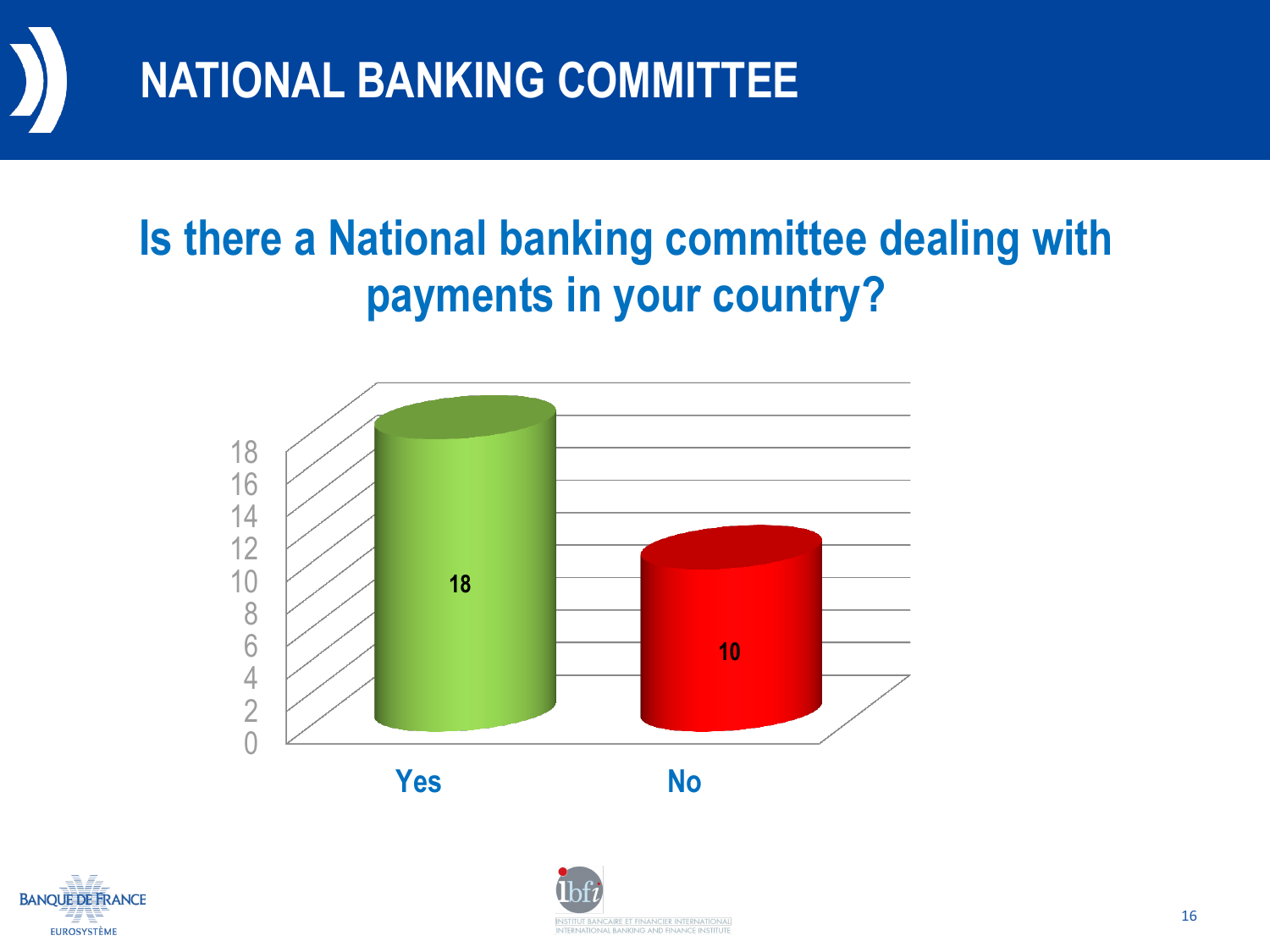# NATIONAL BANKING COMMITTEE

## Is there a National banking committee dealing with payments in your country?

| | Count |
|---|---|
| Yes | 18 |
| No | 10 |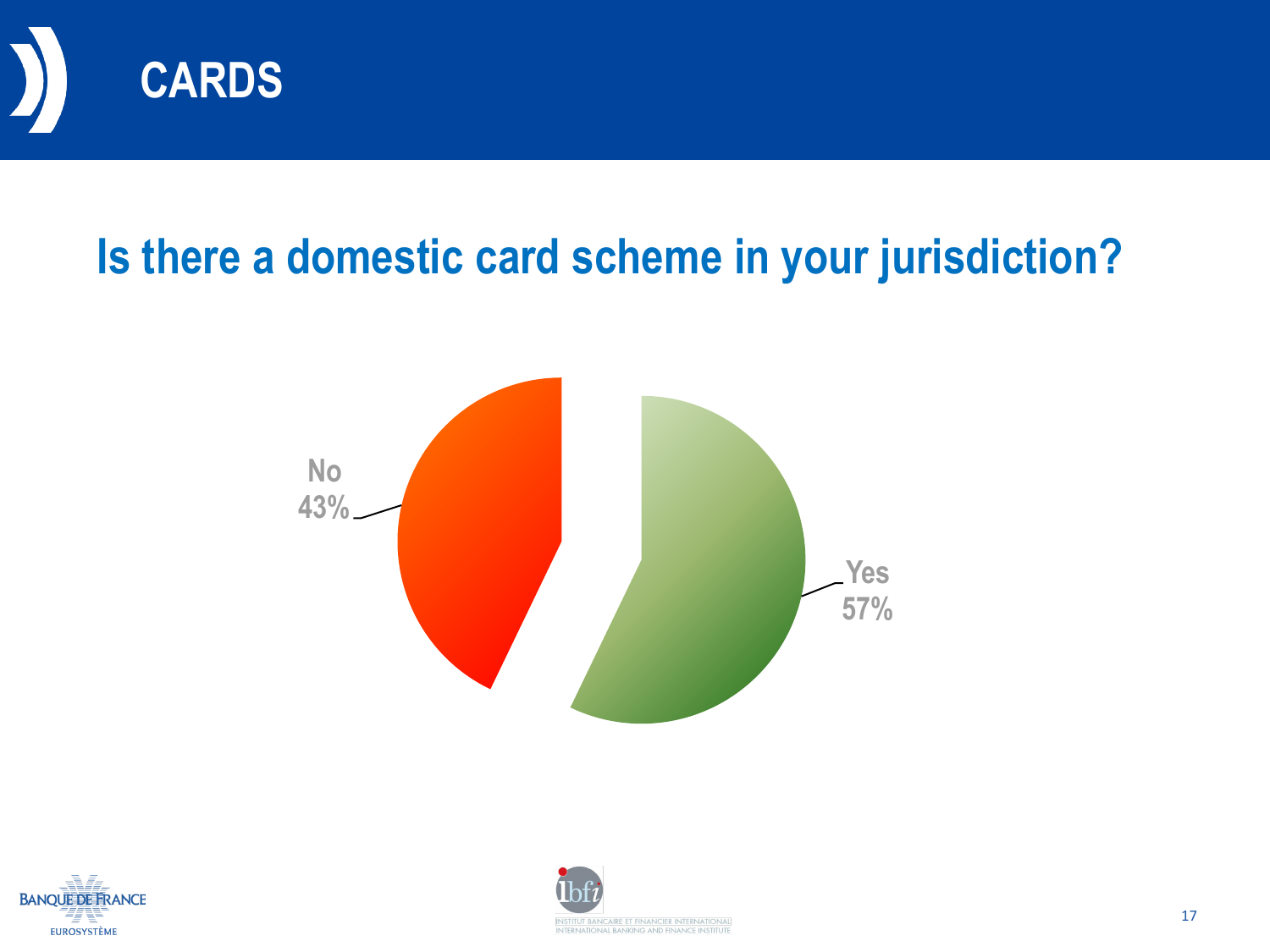# CARDS

## Is there a domestic card scheme in your jurisdiction?

No
43%

Yes
57%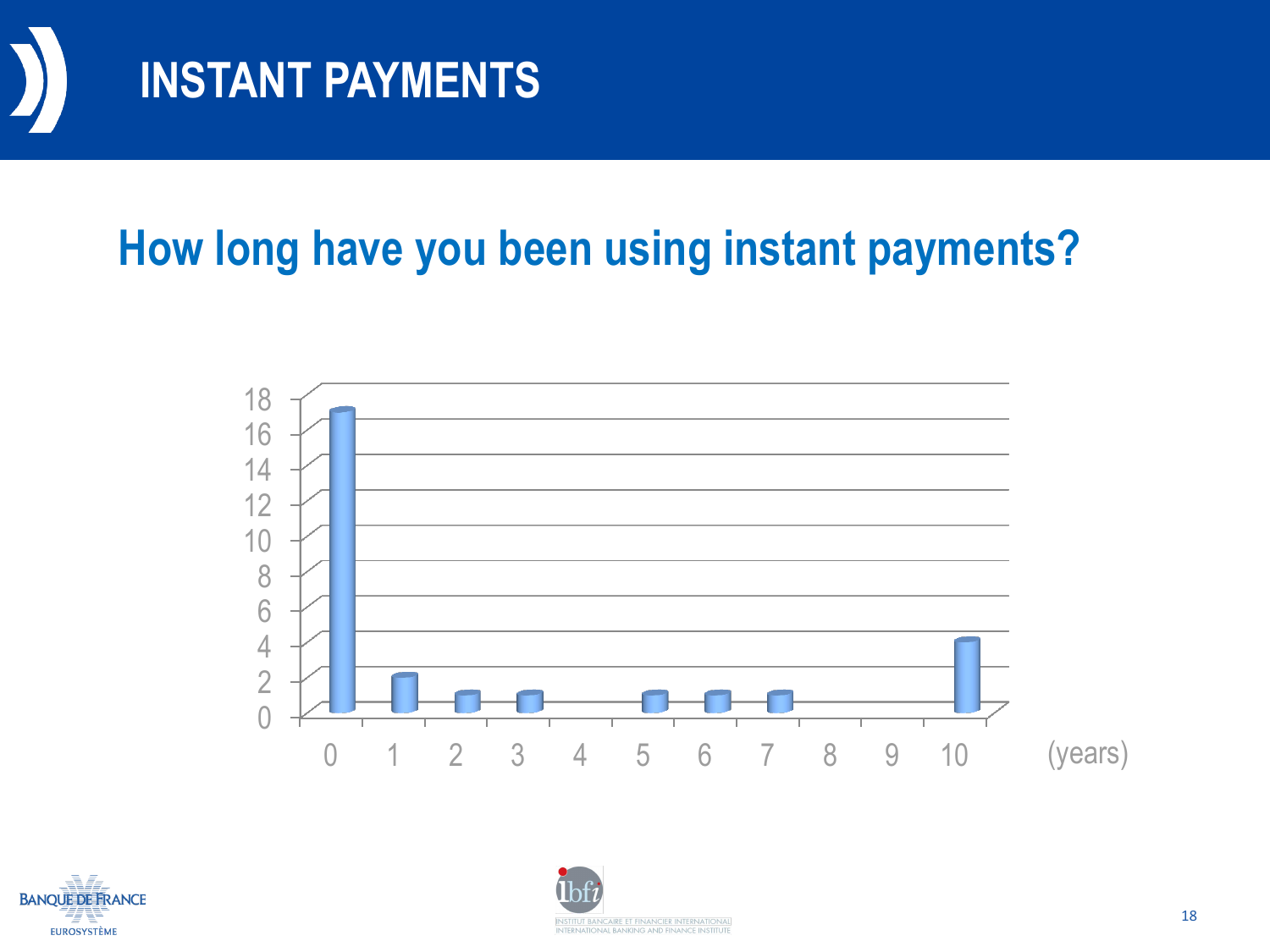# INSTANT PAYMENTS

## How long have you been using instant payments?

| (years) | 0 | 1 | 2 | 3 | 4 | 5 | 6 | 7 | 8 | 9 | 10 |
|---|---|---|---|---|---|---|---|---|---|---|---|
| | 17 | 2 | 1 | 1 | 0 | 1 | 1 | 1 | 0 | 0 | 4 |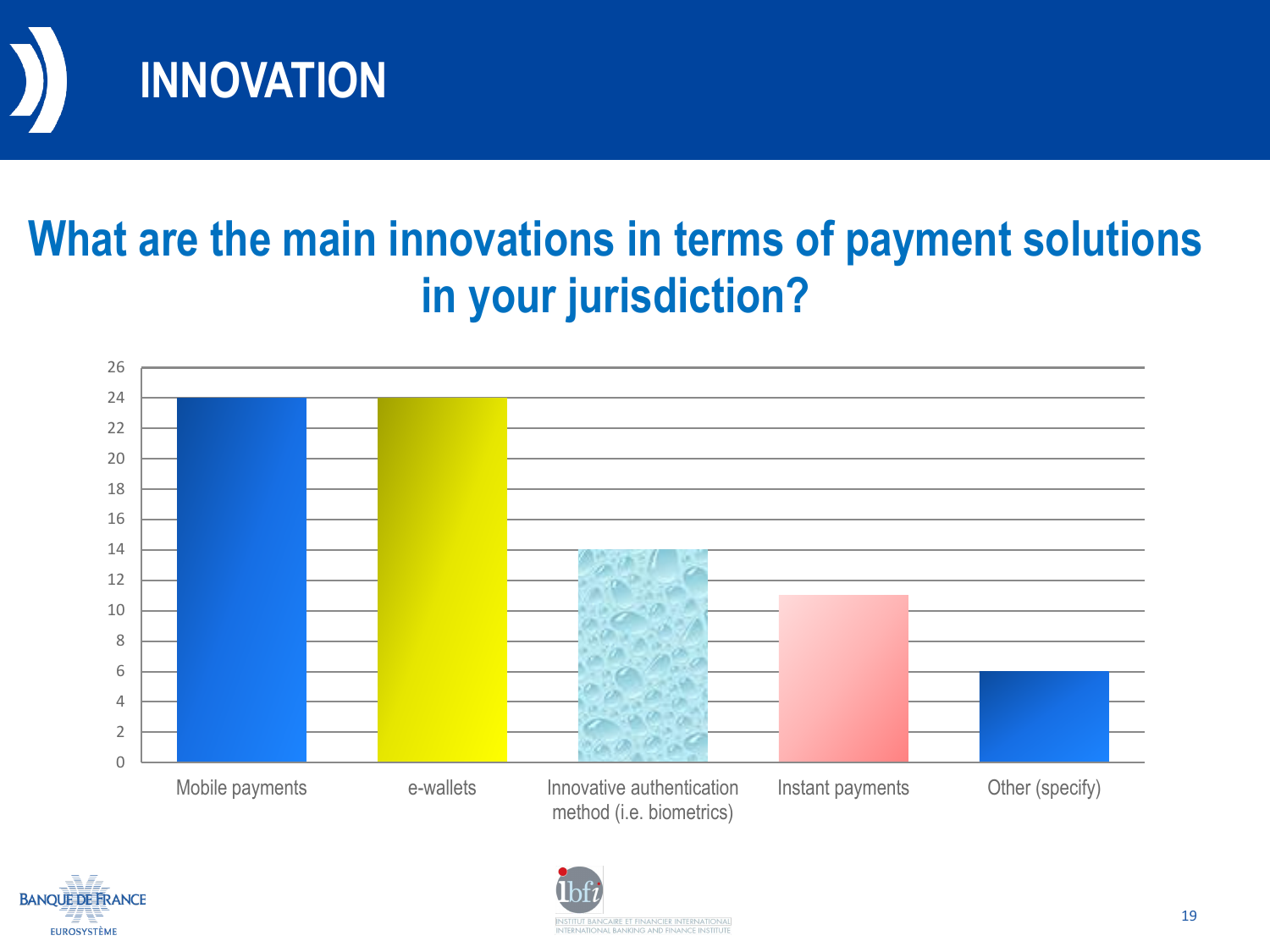# INNOVATION

## What are the main innovations in terms of payment solutions in your jurisdiction?

| Innovation | Value |
| --- | --- |
| Mobile payments | 24 |
| e-wallets | 24 |
| Innovative authentication method (i.e. biometrics) | 14 |
| Instant payments | 11 |
| Other (specify) | 6 |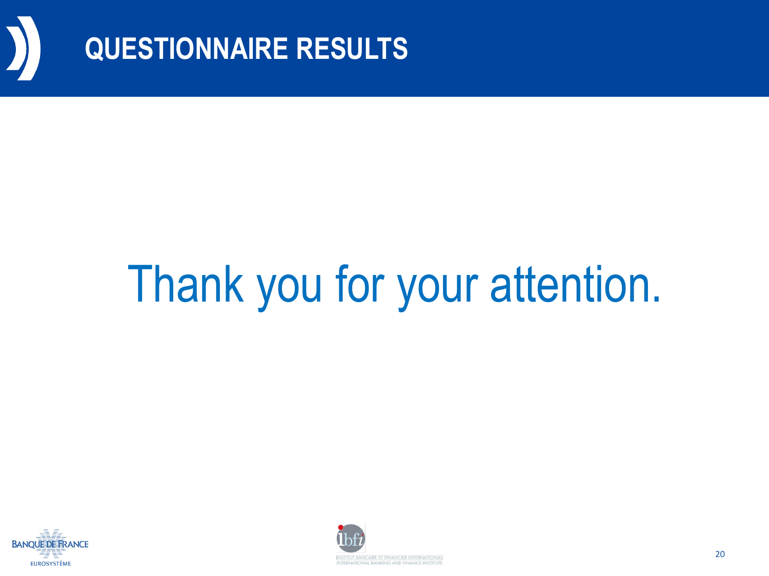# QUESTIONNAIRE RESULTS

Thank you for your attention.